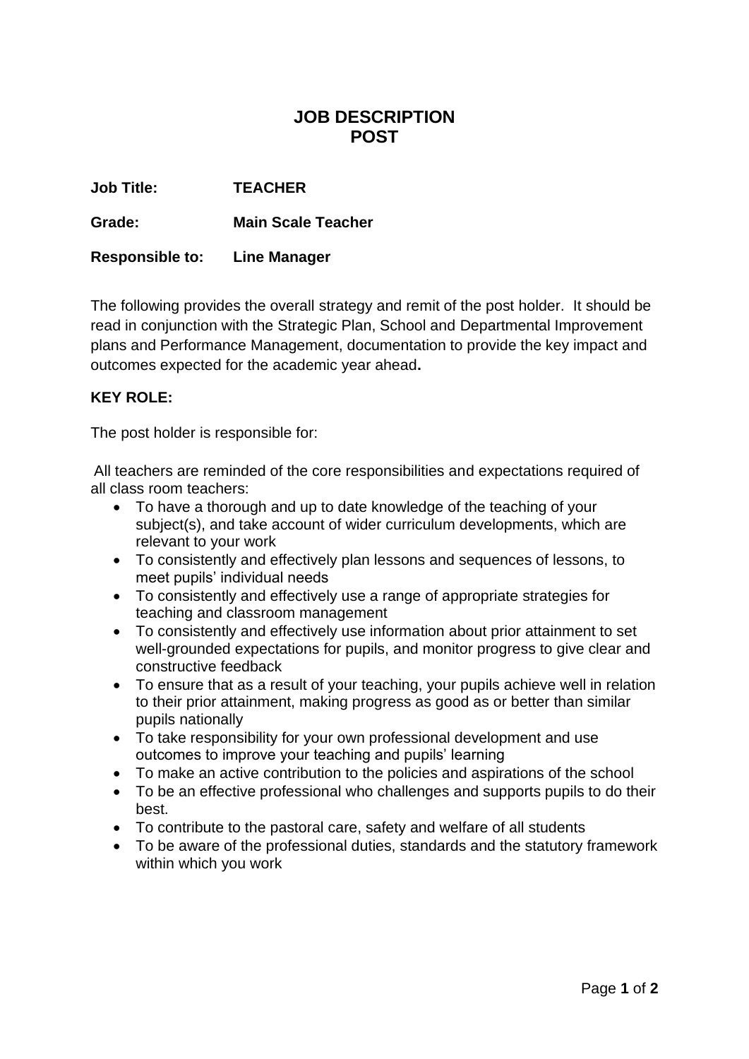# JOB DESCRIPTION
# POST

**Job Title:** **TEACHER**

**Grade:** **Main Scale Teacher**

**Responsible to:** **Line Manager**

The following provides the overall strategy and remit of the post holder. It should be read in conjunction with the Strategic Plan, School and Departmental Improvement plans and Performance Management, documentation to provide the key impact and outcomes expected for the academic year ahead**.**

**KEY ROLE:**

The post holder is responsible for:

All teachers are reminded of the core responsibilities and expectations required of all class room teachers:

- To have a thorough and up to date knowledge of the teaching of your subject(s), and take account of wider curriculum developments, which are relevant to your work
- To consistently and effectively plan lessons and sequences of lessons, to meet pupils' individual needs
- To consistently and effectively use a range of appropriate strategies for teaching and classroom management
- To consistently and effectively use information about prior attainment to set well-grounded expectations for pupils, and monitor progress to give clear and constructive feedback
- To ensure that as a result of your teaching, your pupils achieve well in relation to their prior attainment, making progress as good as or better than similar pupils nationally
- To take responsibility for your own professional development and use outcomes to improve your teaching and pupils' learning
- To make an active contribution to the policies and aspirations of the school
- To be an effective professional who challenges and supports pupils to do their best.
- To contribute to the pastoral care, safety and welfare of all students
- To be aware of the professional duties, standards and the statutory framework within which you work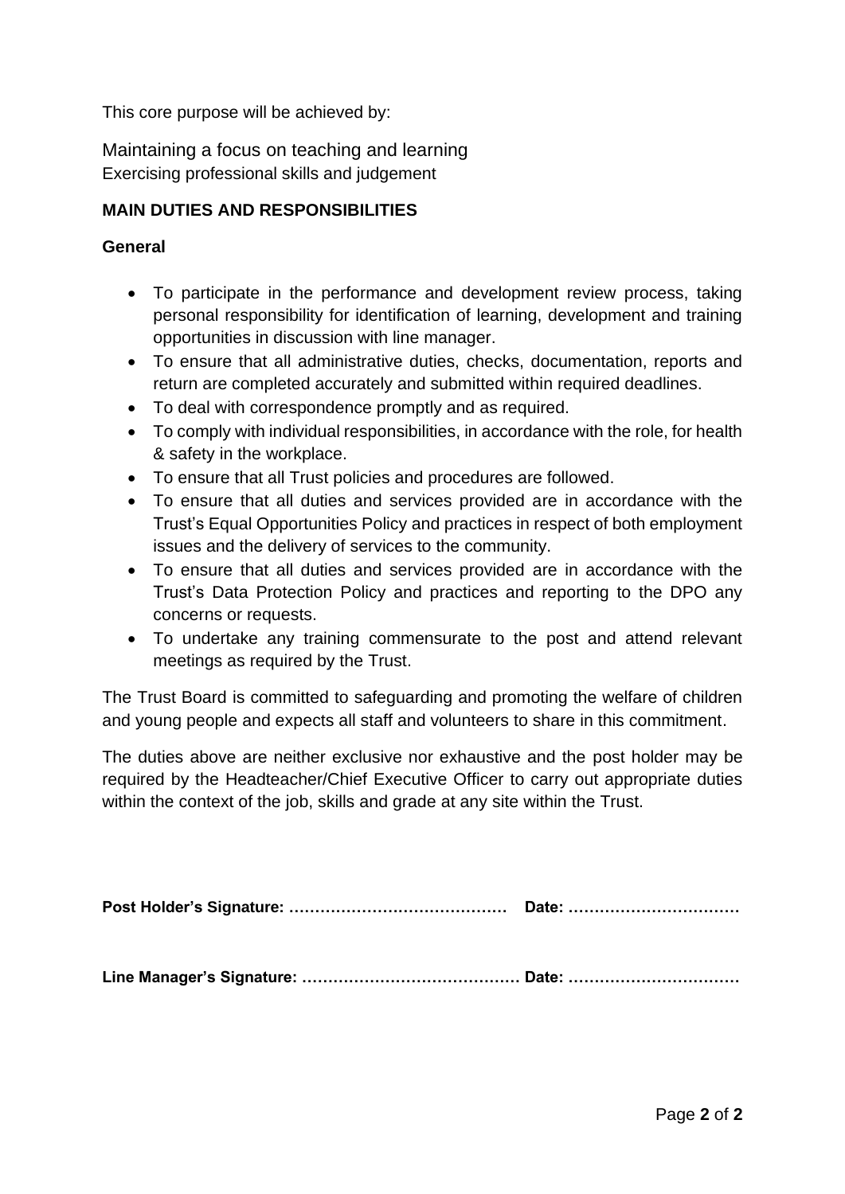This core purpose will be achieved by:

Maintaining a focus on teaching and learning
Exercising professional skills and judgement

**MAIN DUTIES AND RESPONSIBILITIES**

**General**

- To participate in the performance and development review process, taking personal responsibility for identification of learning, development and training opportunities in discussion with line manager.
- To ensure that all administrative duties, checks, documentation, reports and return are completed accurately and submitted within required deadlines.
- To deal with correspondence promptly and as required.
- To comply with individual responsibilities, in accordance with the role, for health & safety in the workplace.
- To ensure that all Trust policies and procedures are followed.
- To ensure that all duties and services provided are in accordance with the Trust's Equal Opportunities Policy and practices in respect of both employment issues and the delivery of services to the community.
- To ensure that all duties and services provided are in accordance with the Trust's Data Protection Policy and practices and reporting to the DPO any concerns or requests.
- To undertake any training commensurate to the post and attend relevant meetings as required by the Trust.

The Trust Board is committed to safeguarding and promoting the welfare of children and young people and expects all staff and volunteers to share in this commitment.

The duties above are neither exclusive nor exhaustive and the post holder may be required by the Headteacher/Chief Executive Officer to carry out appropriate duties within the context of the job, skills and grade at any site within the Trust.

**Post Holder's Signature: ……………………………………  Date: ……………………………**

**Line Manager's Signature: …………………………………… Date: ……………………………**